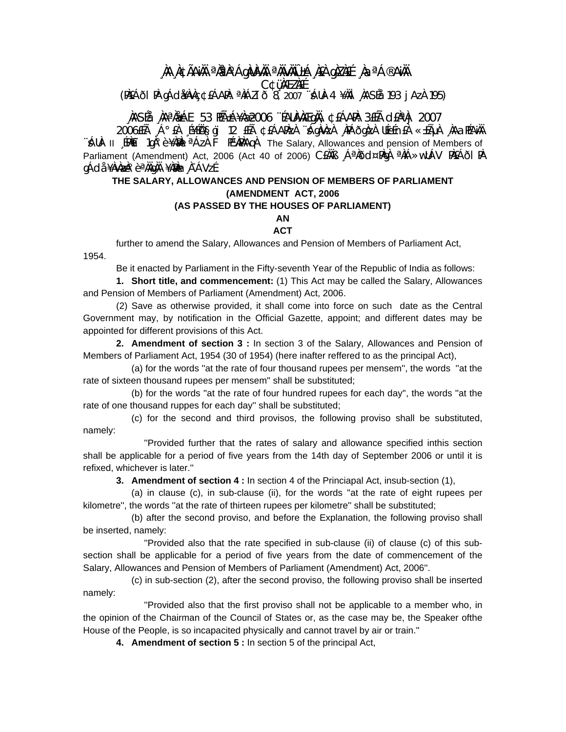¸ÀA¸À¢ÃAiÀÄ ªÀåªÀºÁgÀUÀ¼ÀÄ ªÀÄvÀÄÛ ±Á¸À£À gÀZÀ£É ¸ÀaªÁ®AiÀÄ

C¢ü¸ÀÆZÀ£É

(PÀ£ÁðlPÀ gÁdå¥ÀvÀæ ¢£ÁAPÀ: ªÀiÁZïð 8, 2007 ¨sÁUÀ-4 ¥ÀÄl ¸ÀASÉå 193 jAzÀ 195)

¸ÀASÉå ¸ÀAªÀå±ÁE 53 PÉñÁ¥Àæ 2006 ¨ÉAUÀ¼ÀÆgÀÄ, ¢£ÁAPÀ: 3£Éà d£ÀªÀj 2007

2006£Éà ¸Á°£À ¸É¥ÉÖA§gï 12 £Éà ¢£ÁAPÀzÀ ¨sÁgÀvÀzÀ ¸ÀPÁðgÀzÀ UÉeÉmï£À «±ÉõÀ ¸ÀAaPÉAiÀÄ ¨sÁUÀ II ¸ÉPÀë£ï 1gÀ°è ¥ÀæPÀn¸À¯ÁzÀ F PÉ¼ÀPÀAqÀ The Salary, Allowances and pension of Members of Parliament (Amendment) Act, 2006 (Act 40 of 2006) C£ÀÄß ¸ÁªÀðd¤PÀgÀ ªÀiÁ»wUÁV PÀ£ÁðlPÀ gÁdå¥ÀvÀæzÀ°è ªÀÄgÀÄ ¥ÀæPÀn¸À¯ÁVzÉ.

**THE SALARY, ALLOWANCES AND PENSION OF MEMBERS OF PARLIAMENT (AMENDMENT ACT, 2006**

**(AS PASSED BY THE HOUSES OF PARLIAMENT)**

**AN**

**ACT**

further to amend the Salary, Allowances and Pension of Members of Parliament Act, 1954.

Be it enacted by Parliament in the Fifty-seventh Year of the Republic of India as follows:

**1. Short title, and commencement:** (1) This Act may be called the Salary, Allowances and Pension of Members of Parliament (Amendment) Act, 2006.

(2) Save as otherwise provided, it shall come into force on such date as the Central Government may, by notification in the Official Gazette, appoint; and different dates may be appointed for different provisions of this Act.

**2. Amendment of section 3 :** In section 3 of the Salary, Allowances and Pension of Members of Parliament Act, 1954 (30 of 1954) (here inafter reffered to as the principal Act),

(a) for the words "at the rate of four thousand rupees per mensem", the words "at the rate of sixteen thousand rupees per mensem" shall be substituted;

(b) for the words "at the rate of four hundred rupees for each day", the words "at the rate of one thousand ruppes for each day" shall be substituted;

(c) for the second and third provisos, the following proviso shall be substituted, namely:

"Provided further that the rates of salary and allowance specified inthis section shall be applicable for a period of five years from the 14th day of September 2006 or until it is refixed, whichever is later."

**3. Amendment of section 4 :** In section 4 of the Princiapal Act, insub-section (1),

(a) in clause (c), in sub-clause (ii), for the words "at the rate of eight rupees per kilometre", the words "at the rate of thirteen rupees per kilometre" shall be substituted;

(b) after the second proviso, and before the Explanation, the following proviso shall be inserted, namely:

"Provided also that the rate specified in sub-clause (ii) of clause (c) of this sub-section shall be applicable for a period of five years from the date of commencement of the Salary, Allowances and Pension of Members of Parliament (Amendment) Act, 2006".

(c) in sub-section (2), after the second proviso, the following proviso shall be inserted namely:

"Provided also that the first proviso shall not be applicable to a member who, in the opinion of the Chairman of the Council of States or, as the case may be, the Speaker ofthe House of the People, is so incapacited physically and cannot travel by air or train."

**4. Amendment of section 5 :** In section 5 of the principal Act,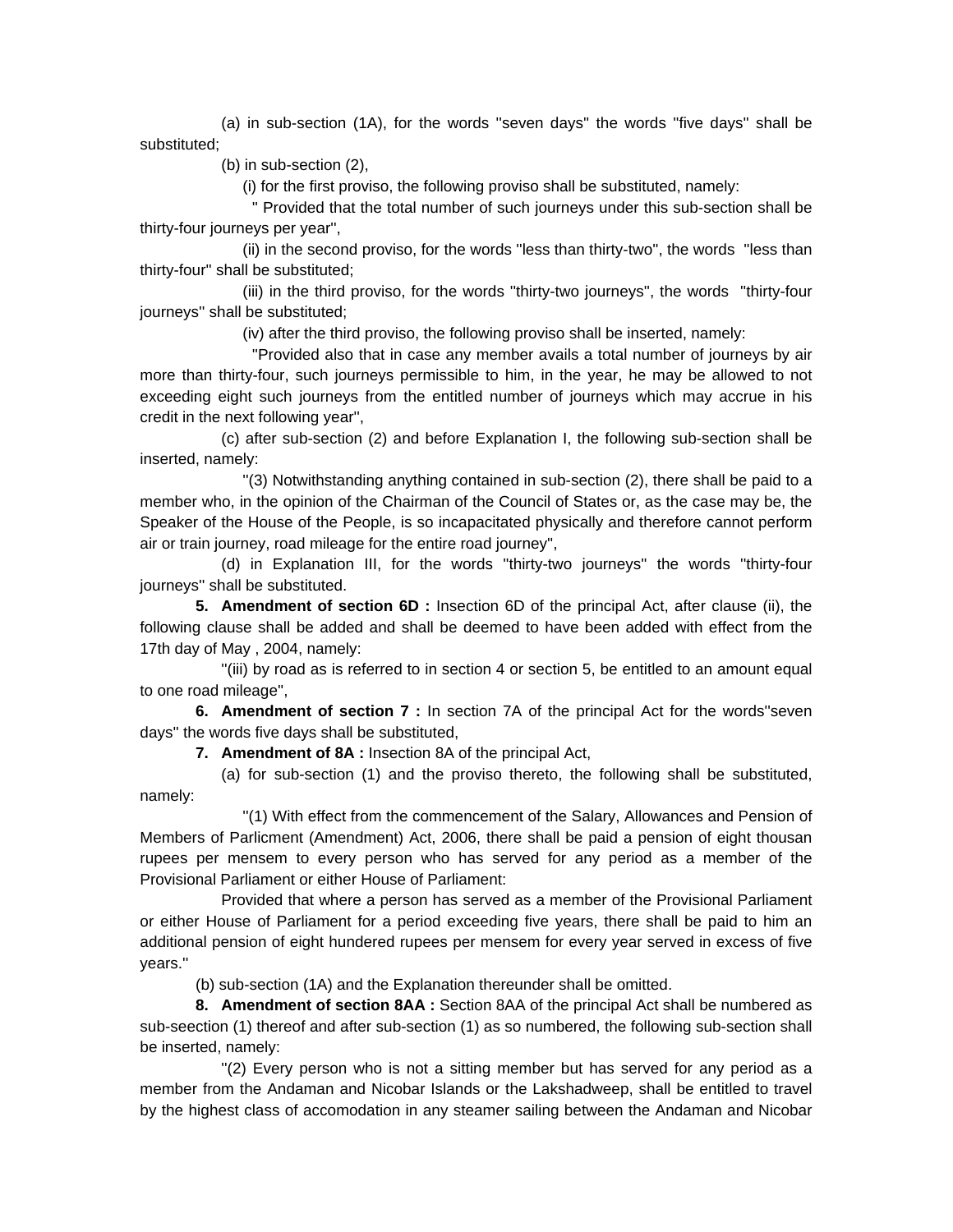(a) in sub-section (1A), for the words "seven days" the words "five days" shall be substituted;

(b) in sub-section (2),

(i) for the first proviso, the following proviso shall be substituted, namely:

" Provided that the total number of such journeys under this sub-section shall be thirty-four journeys per year",

(ii) in the second proviso, for the words "less than thirty-two", the words "less than thirty-four" shall be substituted;

(iii) in the third proviso, for the words "thirty-two journeys", the words "thirty-four journeys" shall be substituted;

(iv) after the third proviso, the following proviso shall be inserted, namely:

"Provided also that in case any member avails a total number of journeys by air more than thirty-four, such journeys permissible to him, in the year, he may be allowed to not exceeding eight such journeys from the entitled number of journeys which may accrue in his credit in the next following year",

(c) after sub-section (2) and before Explanation I, the following sub-section shall be inserted, namely:

"(3) Notwithstanding anything contained in sub-section (2), there shall be paid to a member who, in the opinion of the Chairman of the Council of States or, as the case may be, the Speaker of the House of the People, is so incapacitated physically and therefore cannot perform air or train journey, road mileage for the entire road journey",

(d) in Explanation III, for the words "thirty-two journeys" the words "thirty-four journeys" shall be substituted.

**5. Amendment of section 6D :** Insection 6D of the principal Act, after clause (ii), the following clause shall be added and shall be deemed to have been added with effect from the 17th day of May , 2004, namely:

"(iii) by road as is referred to in section 4 or section 5, be entitled to an amount equal to one road mileage",

**6. Amendment of section 7 :** In section 7A of the principal Act for the words"seven days" the words five days shall be substituted,

**7. Amendment of 8A :** Insection 8A of the principal Act,

(a) for sub-section (1) and the proviso thereto, the following shall be substituted, namely:

"(1) With effect from the commencement of the Salary, Allowances and Pension of Members of Parlicment (Amendment) Act, 2006, there shall be paid a pension of eight thousan rupees per mensem to every person who has served for any period as a member of the Provisional Parliament or either House of Parliament:

Provided that where a person has served as a member of the Provisional Parliament or either House of Parliament for a period exceeding five years, there shall be paid to him an additional pension of eight hundered rupees per mensem for every year served in excess of five years."

(b) sub-section (1A) and the Explanation thereunder shall be omitted.

**8. Amendment of section 8AA :** Section 8AA of the principal Act shall be numbered as sub-seection (1) thereof and after sub-section (1) as so numbered, the following sub-section shall be inserted, namely:

"(2) Every person who is not a sitting member but has served for any period as a member from the Andaman and Nicobar Islands or the Lakshadweep, shall be entitled to travel by the highest class of accomodation in any steamer sailing between the Andaman and Nicobar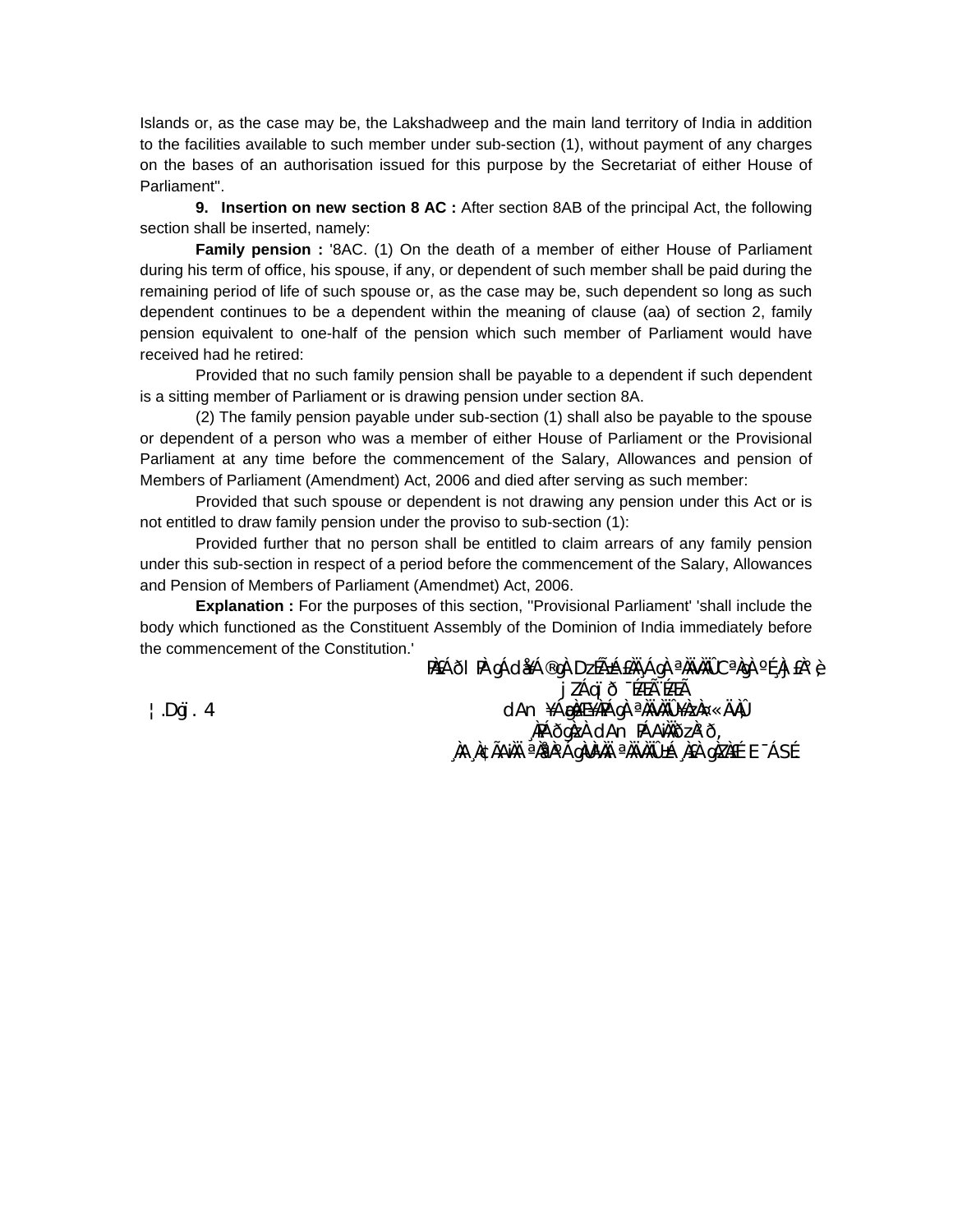Islands or, as the case may be, the Lakshadweep and the main land territory of India in addition to the facilities available to such member under sub-section (1), without payment of any charges on the bases of an authorisation issued for this purpose by the Secretariat of either House of Parliament".

**9. Insertion on new section 8 AC :** After section 8AB of the principal Act, the following section shall be inserted, namely:

**Family pension :** '8AC. (1) On the death of a member of either House of Parliament during his term of office, his spouse, if any, or dependent of such member shall be paid during the remaining period of life of such spouse or, as the case may be, such dependent so long as such dependent continues to be a dependent within the meaning of clause (aa) of section 2, family pension equivalent to one-half of the pension which such member of Parliament would have received had he retired:

Provided that no such family pension shall be payable to a dependent if such dependent is a sitting member of Parliament or is drawing pension under section 8A.

(2) The family pension payable under sub-section (1) shall also be payable to the spouse or dependent of a person who was a member of either House of Parliament or the Provisional Parliament at any time before the commencement of the Salary, Allowances and pension of Members of Parliament (Amendment) Act, 2006 and died after serving as such member:

Provided that such spouse or dependent is not drawing any pension under this Act or is not entitled to draw family pension under the proviso to sub-section (1):

Provided further that no person shall be entitled to claim arrears of any family pension under this sub-section in respect of a period before the commencement of the Salary, Allowances and Pension of Members of Parliament (Amendmet) Act, 2006.

**Explanation :** For the purposes of this section, ''Provisional Parliament' 'shall include the body which functioned as the Constituent Assembly of the Dominion of India immediately before the commencement of the Constitution.'

PÀÄðl PÀ gÁdå¥Á®gÀ DzÉÃ±Á£ÀÄ¸ÁgÀ ªÀÄvÀÄÛ CªÀgÀ ºÉ¸Àj£À°è
jZÁqïð ¯ÉÆÃ¨ÉÆÃ

¦.Dgï. 4

dAn ¥ÁgÀ¸À£À PÁgÀ ªÀÄvÀÄÛ ¥ÀzÀ¤«ÄðvÀ
ÀPÁðgÀzÀ dAn PÁAiÀÄðzÀ²ð,
¸ÀA¸À¢ÃAiÀÄ ªÀåªÀºÁgÀUÀ¼ÀÄ ªÀÄvÀÄÛ ±Á¸À£À gÀZÀ£É E¯ÁSÉ